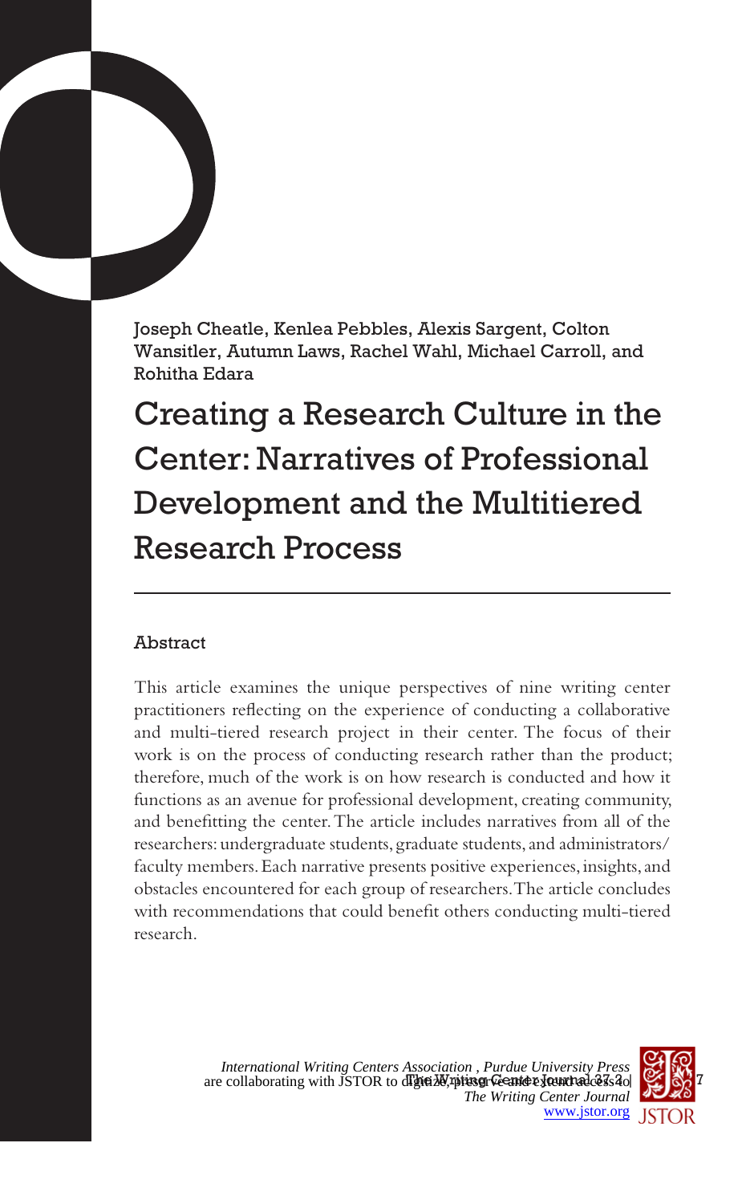Joseph Cheatle, Kenlea Pebbles, Alexis Sargent, Colton Wansitler, Autumn Laws, Rachel Wahl, Michael Carroll, and Rohitha Edara

# Creating a Research Culture in the Center: Narratives of Professional Development and the Multitiered Research Process

## Abstract

This article examines the unique perspectives of nine writing center practitioners reflecting on the experience of conducting a collaborative and multi-tiered research project in their center. The focus of their work is on the process of conducting research rather than the product; therefore, much of the work is on how research is conducted and how it functions as an avenue for professional development, creating community, and benefitting the center. The article includes narratives from all of the researchers: undergraduate students, graduate students, and administrators/faculty members. Each narrative presents positive experiences, insights, and obstacles encountered for each group of researchers. The article concludes with recommendations that could benefit others conducting multi-tiered research.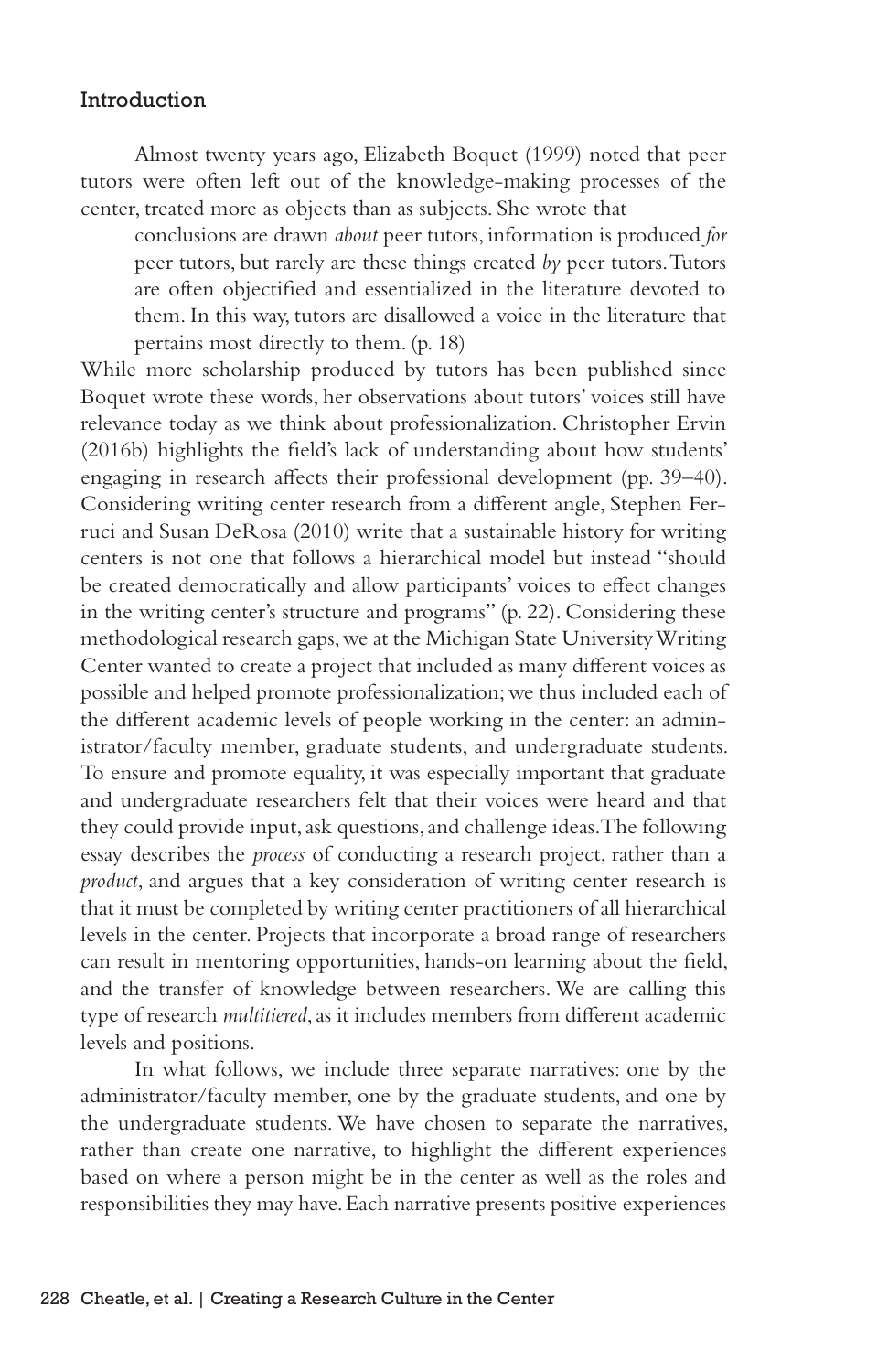## Introduction

Almost twenty years ago, Elizabeth Boquet (1999) noted that peer tutors were often left out of the knowledge-making processes of the center, treated more as objects than as subjects. She wrote that

> conclusions are drawn *about* peer tutors, information is produced *for* peer tutors, but rarely are these things created *by* peer tutors. Tutors are often objectified and essentialized in the literature devoted to them. In this way, tutors are disallowed a voice in the literature that pertains most directly to them. (p. 18)

While more scholarship produced by tutors has been published since Boquet wrote these words, her observations about tutors' voices still have relevance today as we think about professionalization. Christopher Ervin (2016b) highlights the field's lack of understanding about how students' engaging in research affects their professional development (pp. 39–40). Considering writing center research from a different angle, Stephen Ferruci and Susan DeRosa (2010) write that a sustainable history for writing centers is not one that follows a hierarchical model but instead "should be created democratically and allow participants' voices to effect changes in the writing center's structure and programs" (p. 22). Considering these methodological research gaps, we at the Michigan State University Writing Center wanted to create a project that included as many different voices as possible and helped promote professionalization; we thus included each of the different academic levels of people working in the center: an administrator/faculty member, graduate students, and undergraduate students. To ensure and promote equality, it was especially important that graduate and undergraduate researchers felt that their voices were heard and that they could provide input, ask questions, and challenge ideas. The following essay describes the *process* of conducting a research project, rather than a *product*, and argues that a key consideration of writing center research is that it must be completed by writing center practitioners of all hierarchical levels in the center. Projects that incorporate a broad range of researchers can result in mentoring opportunities, hands-on learning about the field, and the transfer of knowledge between researchers. We are calling this type of research *multitiered*, as it includes members from different academic levels and positions.

In what follows, we include three separate narratives: one by the administrator/faculty member, one by the graduate students, and one by the undergraduate students. We have chosen to separate the narratives, rather than create one narrative, to highlight the different experiences based on where a person might be in the center as well as the roles and responsibilities they may have. Each narrative presents positive experiences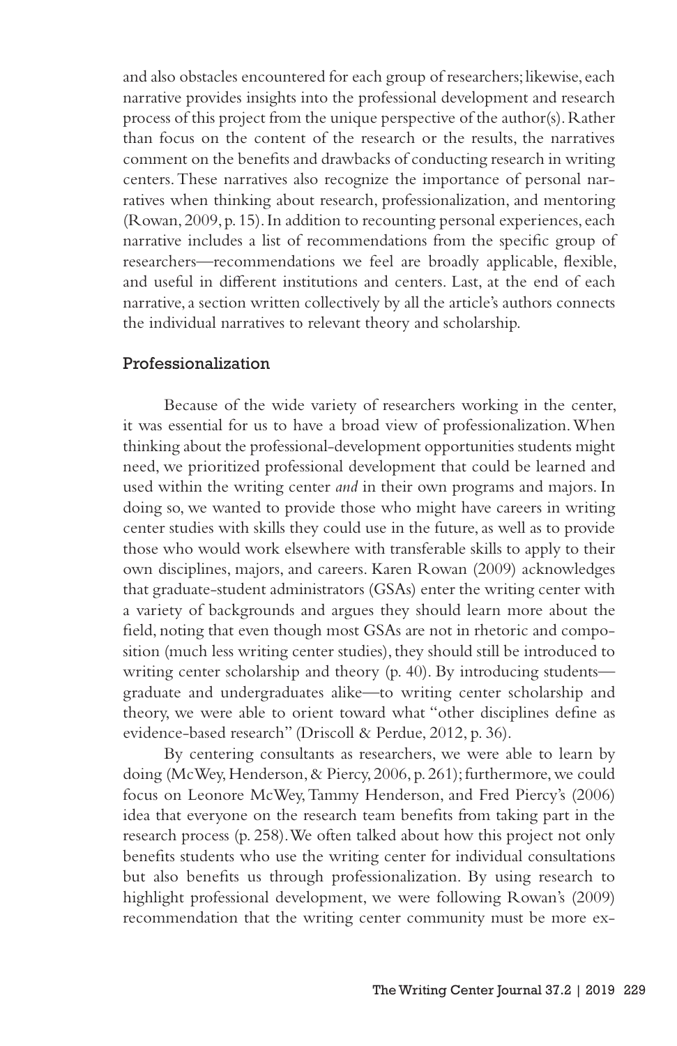and also obstacles encountered for each group of researchers; likewise, each narrative provides insights into the professional development and research process of this project from the unique perspective of the author(s). Rather than focus on the content of the research or the results, the narratives comment on the benefits and drawbacks of conducting research in writing centers. These narratives also recognize the importance of personal narratives when thinking about research, professionalization, and mentoring (Rowan, 2009, p. 15). In addition to recounting personal experiences, each narrative includes a list of recommendations from the specific group of researchers—recommendations we feel are broadly applicable, flexible, and useful in different institutions and centers. Last, at the end of each narrative, a section written collectively by all the article's authors connects the individual narratives to relevant theory and scholarship.

## Professionalization

Because of the wide variety of researchers working in the center, it was essential for us to have a broad view of professionalization. When thinking about the professional-development opportunities students might need, we prioritized professional development that could be learned and used within the writing center *and* in their own programs and majors. In doing so, we wanted to provide those who might have careers in writing center studies with skills they could use in the future, as well as to provide those who would work elsewhere with transferable skills to apply to their own disciplines, majors, and careers. Karen Rowan (2009) acknowledges that graduate-student administrators (GSAs) enter the writing center with a variety of backgrounds and argues they should learn more about the field, noting that even though most GSAs are not in rhetoric and composition (much less writing center studies), they should still be introduced to writing center scholarship and theory (p. 40). By introducing students—graduate and undergraduates alike—to writing center scholarship and theory, we were able to orient toward what "other disciplines define as evidence-based research" (Driscoll & Perdue, 2012, p. 36).

By centering consultants as researchers, we were able to learn by doing (McWey, Henderson, & Piercy, 2006, p. 261); furthermore, we could focus on Leonore McWey, Tammy Henderson, and Fred Piercy's (2006) idea that everyone on the research team benefits from taking part in the research process (p. 258). We often talked about how this project not only benefits students who use the writing center for individual consultations but also benefits us through professionalization. By using research to highlight professional development, we were following Rowan's (2009) recommendation that the writing center community must be more ex-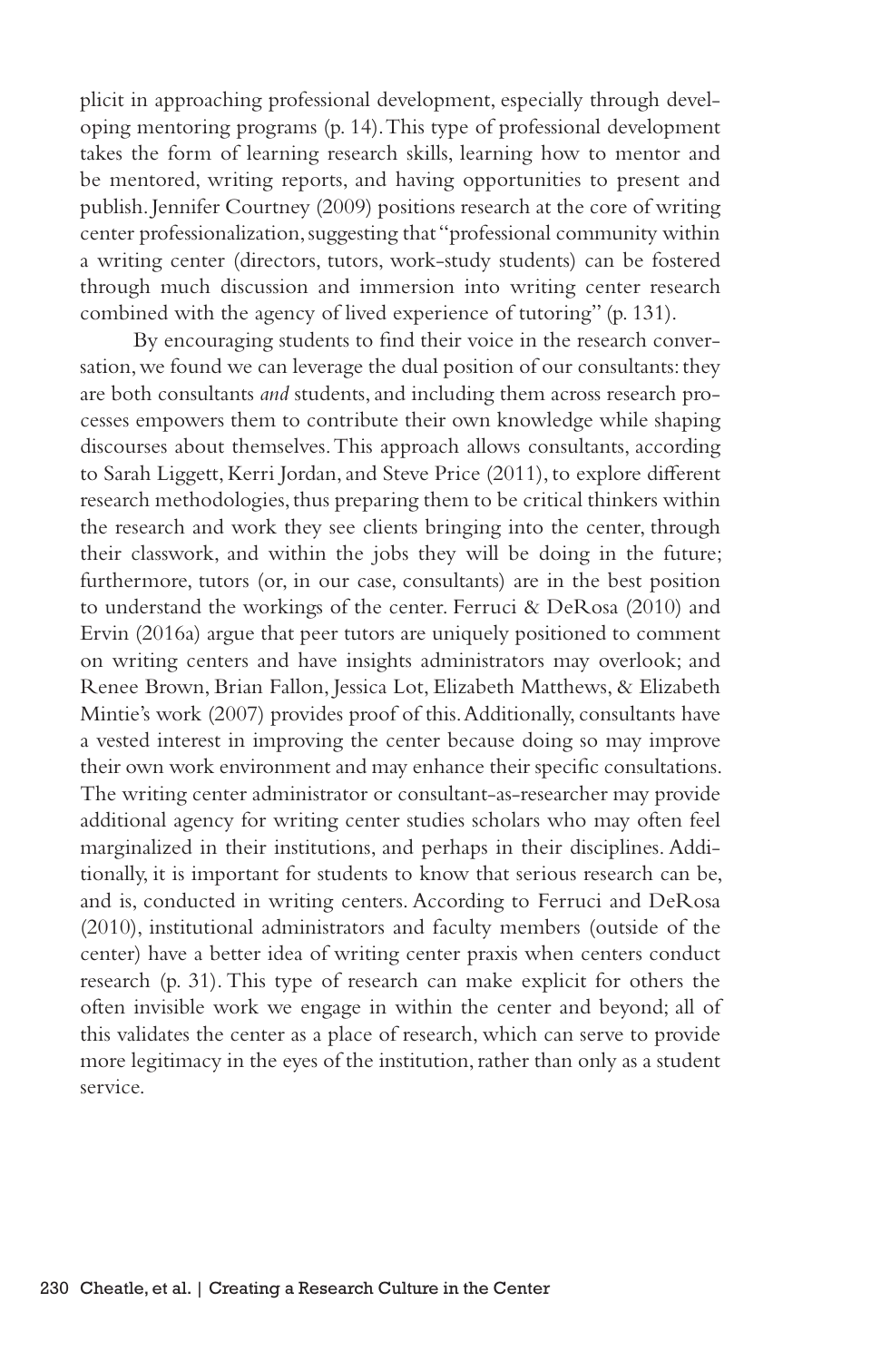plicit in approaching professional development, especially through developing mentoring programs (p. 14). This type of professional development takes the form of learning research skills, learning how to mentor and be mentored, writing reports, and having opportunities to present and publish. Jennifer Courtney (2009) positions research at the core of writing center professionalization, suggesting that "professional community within a writing center (directors, tutors, work-study students) can be fostered through much discussion and immersion into writing center research combined with the agency of lived experience of tutoring" (p. 131).

By encouraging students to find their voice in the research conversation, we found we can leverage the dual position of our consultants: they are both consultants *and* students, and including them across research processes empowers them to contribute their own knowledge while shaping discourses about themselves. This approach allows consultants, according to Sarah Liggett, Kerri Jordan, and Steve Price (2011), to explore different research methodologies, thus preparing them to be critical thinkers within the research and work they see clients bringing into the center, through their classwork, and within the jobs they will be doing in the future; furthermore, tutors (or, in our case, consultants) are in the best position to understand the workings of the center. Ferruci & DeRosa (2010) and Ervin (2016a) argue that peer tutors are uniquely positioned to comment on writing centers and have insights administrators may overlook; and Renee Brown, Brian Fallon, Jessica Lot, Elizabeth Matthews, & Elizabeth Mintie's work (2007) provides proof of this. Additionally, consultants have a vested interest in improving the center because doing so may improve their own work environment and may enhance their specific consultations. The writing center administrator or consultant-as-researcher may provide additional agency for writing center studies scholars who may often feel marginalized in their institutions, and perhaps in their disciplines. Additionally, it is important for students to know that serious research can be, and is, conducted in writing centers. According to Ferruci and DeRosa (2010), institutional administrators and faculty members (outside of the center) have a better idea of writing center praxis when centers conduct research (p. 31). This type of research can make explicit for others the often invisible work we engage in within the center and beyond; all of this validates the center as a place of research, which can serve to provide more legitimacy in the eyes of the institution, rather than only as a student service.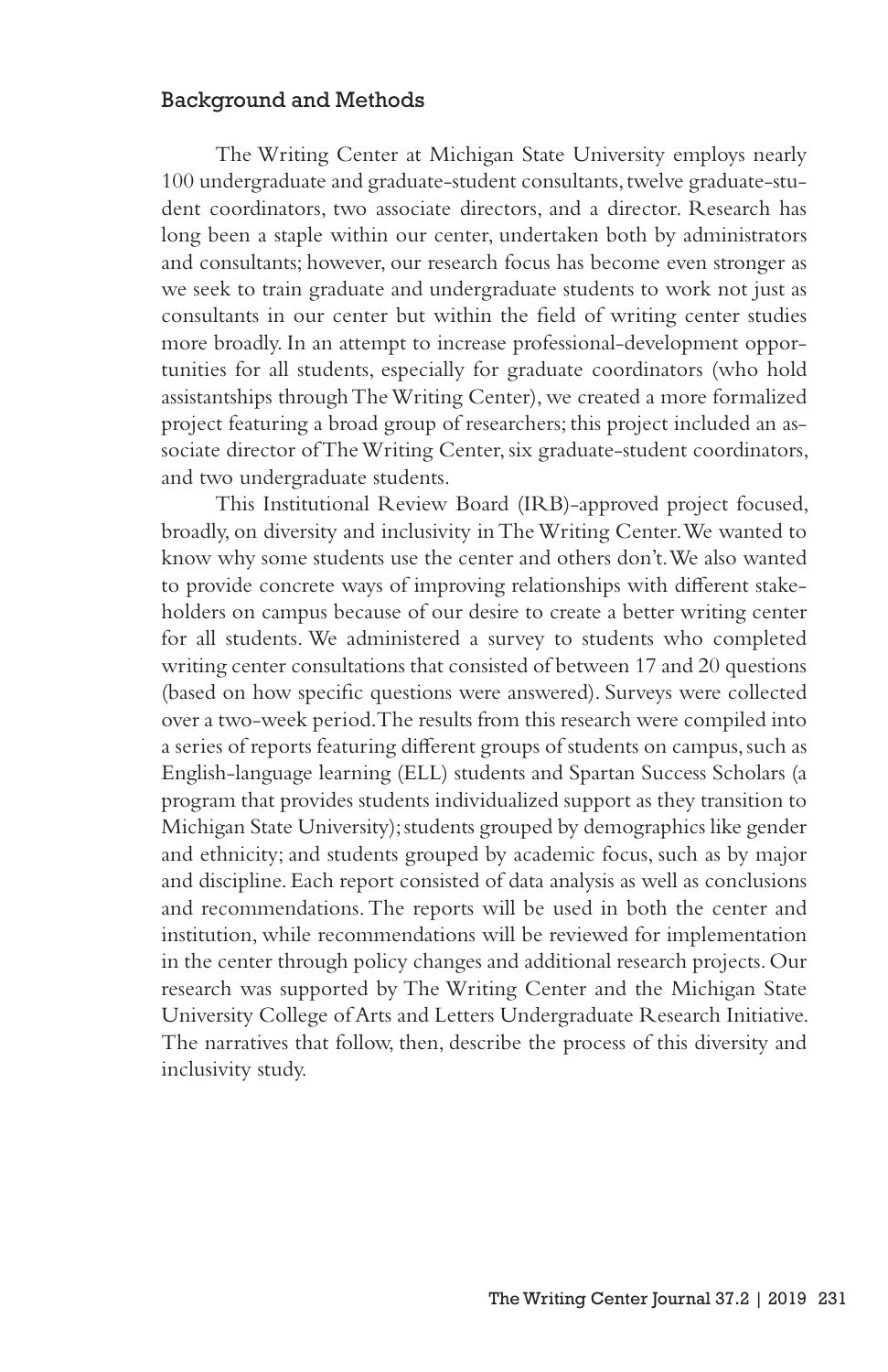## Background and Methods

The Writing Center at Michigan State University employs nearly 100 undergraduate and graduate-student consultants, twelve graduate-student coordinators, two associate directors, and a director. Research has long been a staple within our center, undertaken both by administrators and consultants; however, our research focus has become even stronger as we seek to train graduate and undergraduate students to work not just as consultants in our center but within the field of writing center studies more broadly. In an attempt to increase professional-development opportunities for all students, especially for graduate coordinators (who hold assistantships through The Writing Center), we created a more formalized project featuring a broad group of researchers; this project included an associate director of The Writing Center, six graduate-student coordinators, and two undergraduate students.

This Institutional Review Board (IRB)-approved project focused, broadly, on diversity and inclusivity in The Writing Center. We wanted to know why some students use the center and others don't. We also wanted to provide concrete ways of improving relationships with different stakeholders on campus because of our desire to create a better writing center for all students. We administered a survey to students who completed writing center consultations that consisted of between 17 and 20 questions (based on how specific questions were answered). Surveys were collected over a two-week period. The results from this research were compiled into a series of reports featuring different groups of students on campus, such as English-language learning (ELL) students and Spartan Success Scholars (a program that provides students individualized support as they transition to Michigan State University); students grouped by demographics like gender and ethnicity; and students grouped by academic focus, such as by major and discipline. Each report consisted of data analysis as well as conclusions and recommendations. The reports will be used in both the center and institution, while recommendations will be reviewed for implementation in the center through policy changes and additional research projects. Our research was supported by The Writing Center and the Michigan State University College of Arts and Letters Undergraduate Research Initiative. The narratives that follow, then, describe the process of this diversity and inclusivity study.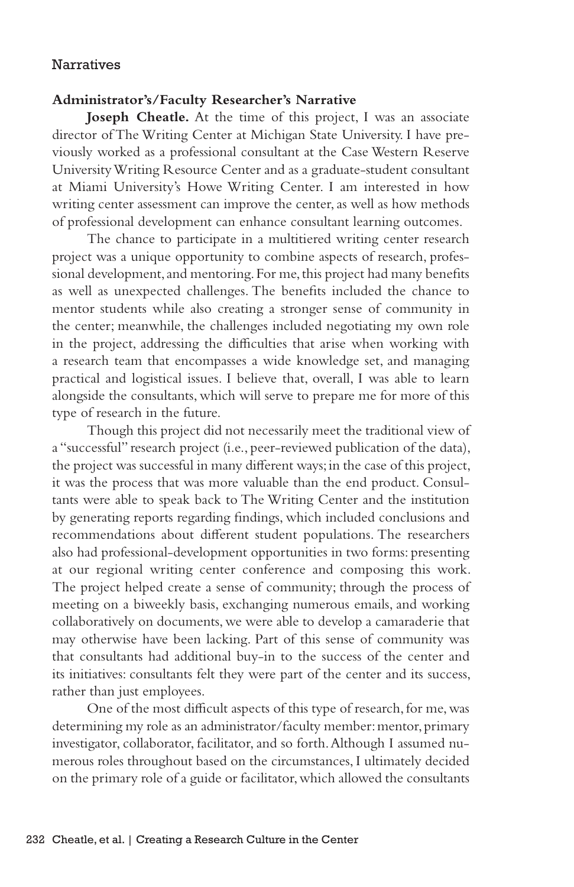## Narratives

### Administrator's/Faculty Researcher's Narrative

**Joseph Cheatle.** At the time of this project, I was an associate director of The Writing Center at Michigan State University. I have previously worked as a professional consultant at the Case Western Reserve University Writing Resource Center and as a graduate-student consultant at Miami University's Howe Writing Center. I am interested in how writing center assessment can improve the center, as well as how methods of professional development can enhance consultant learning outcomes.

The chance to participate in a multitiered writing center research project was a unique opportunity to combine aspects of research, professional development, and mentoring. For me, this project had many benefits as well as unexpected challenges. The benefits included the chance to mentor students while also creating a stronger sense of community in the center; meanwhile, the challenges included negotiating my own role in the project, addressing the difficulties that arise when working with a research team that encompasses a wide knowledge set, and managing practical and logistical issues. I believe that, overall, I was able to learn alongside the consultants, which will serve to prepare me for more of this type of research in the future.

Though this project did not necessarily meet the traditional view of a "successful" research project (i.e., peer-reviewed publication of the data), the project was successful in many different ways; in the case of this project, it was the process that was more valuable than the end product. Consultants were able to speak back to The Writing Center and the institution by generating reports regarding findings, which included conclusions and recommendations about different student populations. The researchers also had professional-development opportunities in two forms: presenting at our regional writing center conference and composing this work. The project helped create a sense of community; through the process of meeting on a biweekly basis, exchanging numerous emails, and working collaboratively on documents, we were able to develop a camaraderie that may otherwise have been lacking. Part of this sense of community was that consultants had additional buy-in to the success of the center and its initiatives: consultants felt they were part of the center and its success, rather than just employees.

One of the most difficult aspects of this type of research, for me, was determining my role as an administrator/faculty member: mentor, primary investigator, collaborator, facilitator, and so forth. Although I assumed numerous roles throughout based on the circumstances, I ultimately decided on the primary role of a guide or facilitator, which allowed the consultants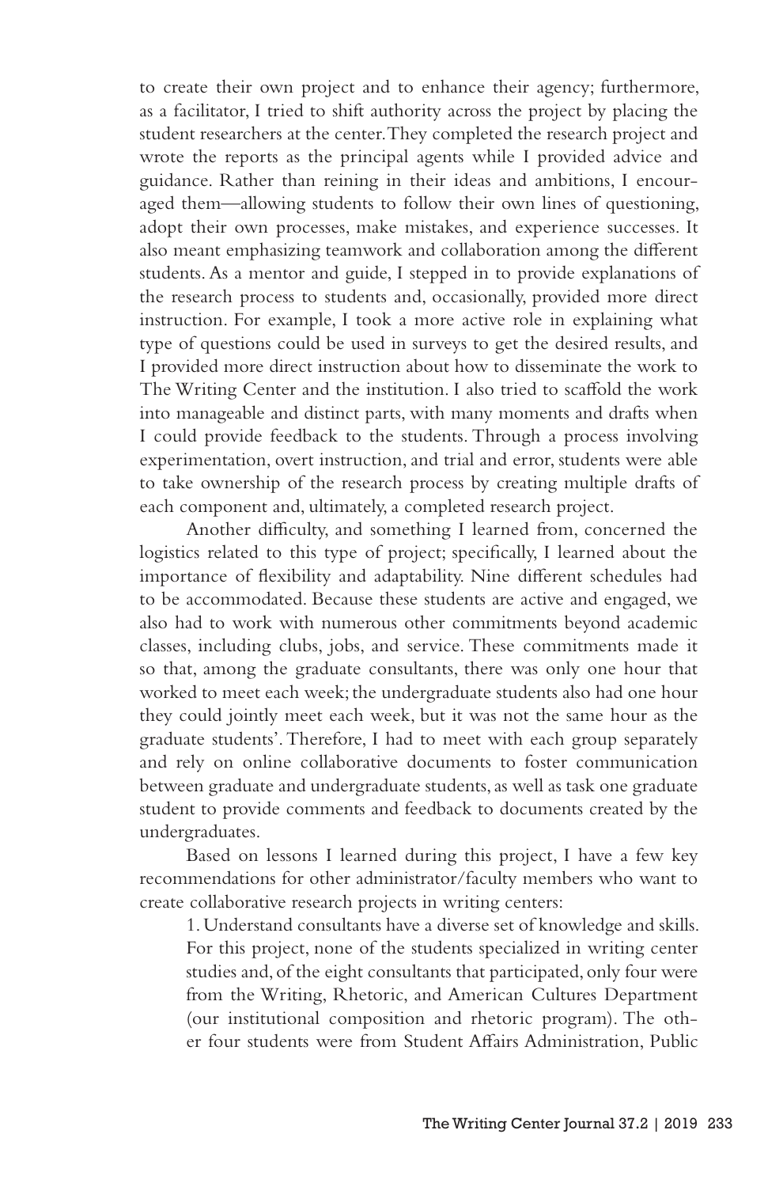to create their own project and to enhance their agency; furthermore, as a facilitator, I tried to shift authority across the project by placing the student researchers at the center. They completed the research project and wrote the reports as the principal agents while I provided advice and guidance. Rather than reining in their ideas and ambitions, I encouraged them—allowing students to follow their own lines of questioning, adopt their own processes, make mistakes, and experience successes. It also meant emphasizing teamwork and collaboration among the different students. As a mentor and guide, I stepped in to provide explanations of the research process to students and, occasionally, provided more direct instruction. For example, I took a more active role in explaining what type of questions could be used in surveys to get the desired results, and I provided more direct instruction about how to disseminate the work to The Writing Center and the institution. I also tried to scaffold the work into manageable and distinct parts, with many moments and drafts when I could provide feedback to the students. Through a process involving experimentation, overt instruction, and trial and error, students were able to take ownership of the research process by creating multiple drafts of each component and, ultimately, a completed research project.

Another difficulty, and something I learned from, concerned the logistics related to this type of project; specifically, I learned about the importance of flexibility and adaptability. Nine different schedules had to be accommodated. Because these students are active and engaged, we also had to work with numerous other commitments beyond academic classes, including clubs, jobs, and service. These commitments made it so that, among the graduate consultants, there was only one hour that worked to meet each week; the undergraduate students also had one hour they could jointly meet each week, but it was not the same hour as the graduate students'. Therefore, I had to meet with each group separately and rely on online collaborative documents to foster communication between graduate and undergraduate students, as well as task one graduate student to provide comments and feedback to documents created by the undergraduates.

Based on lessons I learned during this project, I have a few key recommendations for other administrator/faculty members who want to create collaborative research projects in writing centers:

1. Understand consultants have a diverse set of knowledge and skills. For this project, none of the students specialized in writing center studies and, of the eight consultants that participated, only four were from the Writing, Rhetoric, and American Cultures Department (our institutional composition and rhetoric program). The other four students were from Student Affairs Administration, Public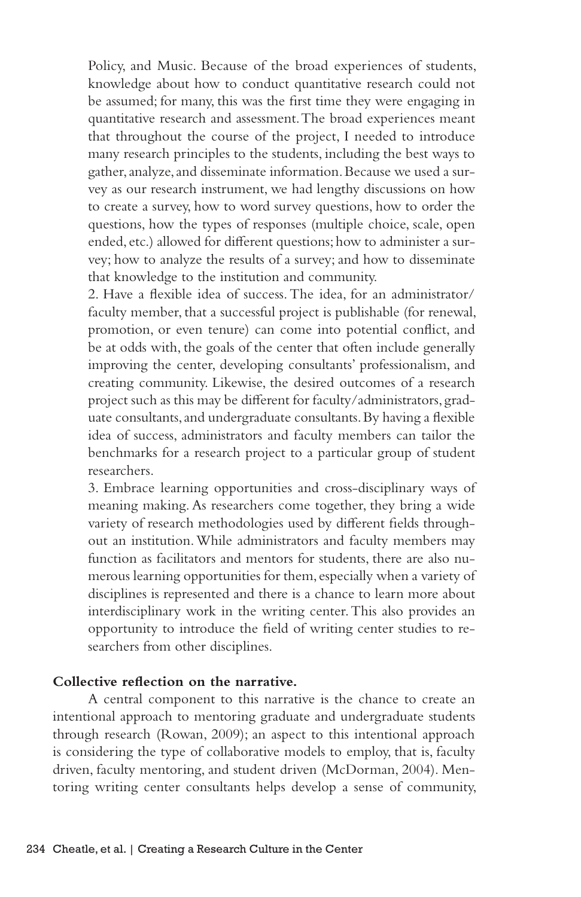Policy, and Music. Because of the broad experiences of students, knowledge about how to conduct quantitative research could not be assumed; for many, this was the first time they were engaging in quantitative research and assessment. The broad experiences meant that throughout the course of the project, I needed to introduce many research principles to the students, including the best ways to gather, analyze, and disseminate information. Because we used a survey as our research instrument, we had lengthy discussions on how to create a survey, how to word survey questions, how to order the questions, how the types of responses (multiple choice, scale, open ended, etc.) allowed for different questions; how to administer a survey; how to analyze the results of a survey; and how to disseminate that knowledge to the institution and community.

2. Have a flexible idea of success. The idea, for an administrator/ faculty member, that a successful project is publishable (for renewal, promotion, or even tenure) can come into potential conflict, and be at odds with, the goals of the center that often include generally improving the center, developing consultants' professionalism, and creating community. Likewise, the desired outcomes of a research project such as this may be different for faculty/administrators, graduate consultants, and undergraduate consultants. By having a flexible idea of success, administrators and faculty members can tailor the benchmarks for a research project to a particular group of student researchers.

3. Embrace learning opportunities and cross-disciplinary ways of meaning making. As researchers come together, they bring a wide variety of research methodologies used by different fields throughout an institution. While administrators and faculty members may function as facilitators and mentors for students, there are also numerous learning opportunities for them, especially when a variety of disciplines is represented and there is a chance to learn more about interdisciplinary work in the writing center. This also provides an opportunity to introduce the field of writing center studies to researchers from other disciplines.

**Collective reflection on the narrative.**

A central component to this narrative is the chance to create an intentional approach to mentoring graduate and undergraduate students through research (Rowan, 2009); an aspect to this intentional approach is considering the type of collaborative models to employ, that is, faculty driven, faculty mentoring, and student driven (McDorman, 2004). Mentoring writing center consultants helps develop a sense of community,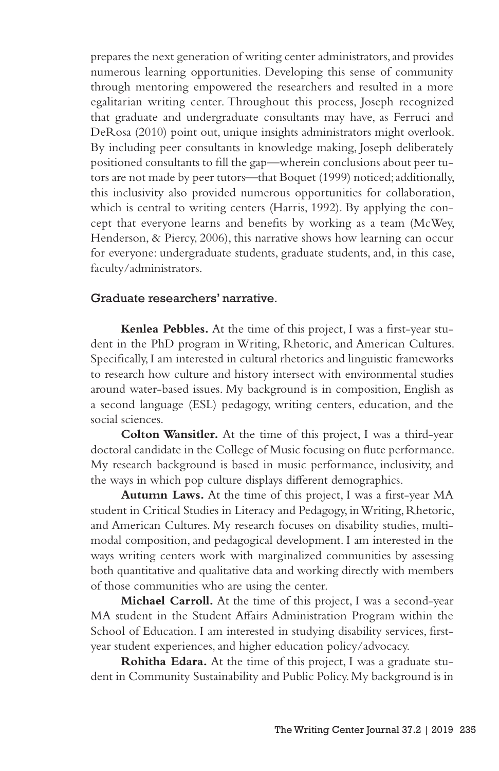prepares the next generation of writing center administrators, and provides numerous learning opportunities. Developing this sense of community through mentoring empowered the researchers and resulted in a more egalitarian writing center. Throughout this process, Joseph recognized that graduate and undergraduate consultants may have, as Ferruci and DeRosa (2010) point out, unique insights administrators might overlook. By including peer consultants in knowledge making, Joseph deliberately positioned consultants to fill the gap—wherein conclusions about peer tutors are not made by peer tutors—that Boquet (1999) noticed; additionally, this inclusivity also provided numerous opportunities for collaboration, which is central to writing centers (Harris, 1992). By applying the concept that everyone learns and benefits by working as a team (McWey, Henderson, & Piercy, 2006), this narrative shows how learning can occur for everyone: undergraduate students, graduate students, and, in this case, faculty/administrators.

### Graduate researchers' narrative.

**Kenlea Pebbles.** At the time of this project, I was a first-year student in the PhD program in Writing, Rhetoric, and American Cultures. Specifically, I am interested in cultural rhetorics and linguistic frameworks to research how culture and history intersect with environmental studies around water-based issues. My background is in composition, English as a second language (ESL) pedagogy, writing centers, education, and the social sciences.

**Colton Wansitler.** At the time of this project, I was a third-year doctoral candidate in the College of Music focusing on flute performance. My research background is based in music performance, inclusivity, and the ways in which pop culture displays different demographics.

**Autumn Laws.** At the time of this project, I was a first-year MA student in Critical Studies in Literacy and Pedagogy, in Writing, Rhetoric, and American Cultures. My research focuses on disability studies, multimodal composition, and pedagogical development. I am interested in the ways writing centers work with marginalized communities by assessing both quantitative and qualitative data and working directly with members of those communities who are using the center.

**Michael Carroll.** At the time of this project, I was a second-year MA student in the Student Affairs Administration Program within the School of Education. I am interested in studying disability services, first-year student experiences, and higher education policy/advocacy.

**Rohitha Edara.** At the time of this project, I was a graduate student in Community Sustainability and Public Policy. My background is in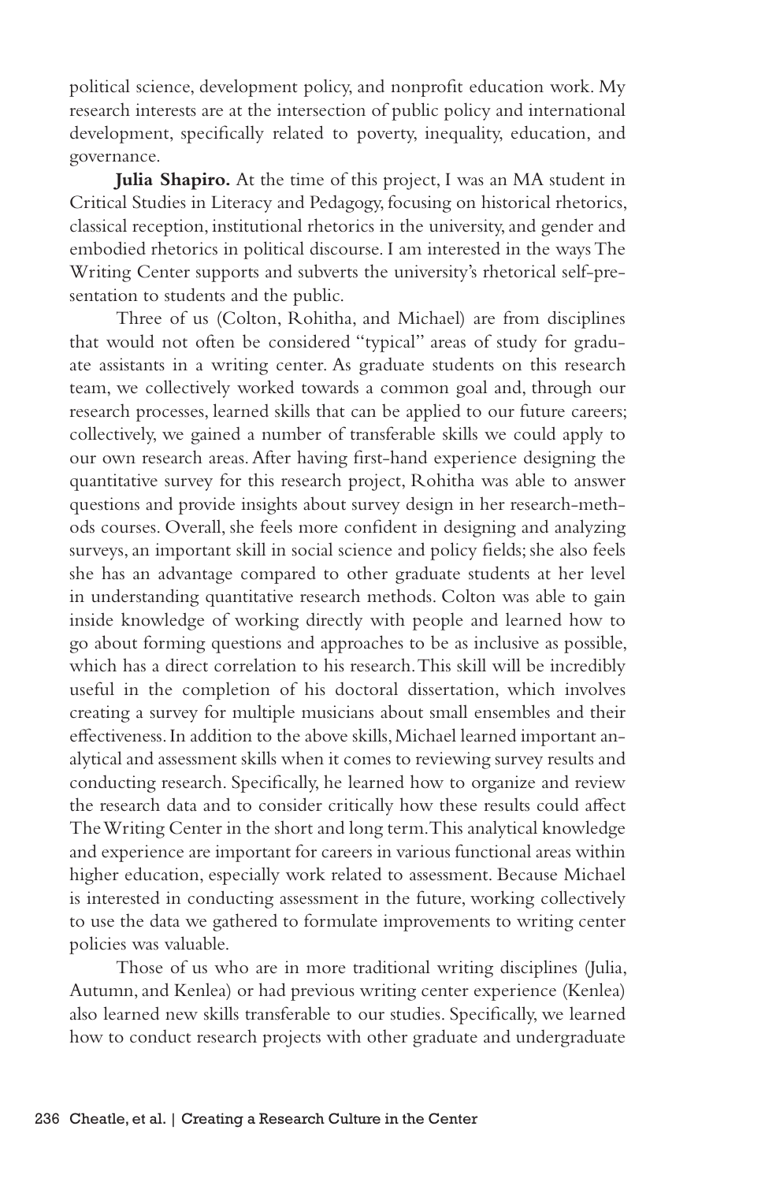political science, development policy, and nonprofit education work. My research interests are at the intersection of public policy and international development, specifically related to poverty, inequality, education, and governance.

**Julia Shapiro.** At the time of this project, I was an MA student in Critical Studies in Literacy and Pedagogy, focusing on historical rhetorics, classical reception, institutional rhetorics in the university, and gender and embodied rhetorics in political discourse. I am interested in the ways The Writing Center supports and subverts the university's rhetorical self-presentation to students and the public.

Three of us (Colton, Rohitha, and Michael) are from disciplines that would not often be considered "typical" areas of study for graduate assistants in a writing center. As graduate students on this research team, we collectively worked towards a common goal and, through our research processes, learned skills that can be applied to our future careers; collectively, we gained a number of transferable skills we could apply to our own research areas. After having first-hand experience designing the quantitative survey for this research project, Rohitha was able to answer questions and provide insights about survey design in her research-methods courses. Overall, she feels more confident in designing and analyzing surveys, an important skill in social science and policy fields; she also feels she has an advantage compared to other graduate students at her level in understanding quantitative research methods. Colton was able to gain inside knowledge of working directly with people and learned how to go about forming questions and approaches to be as inclusive as possible, which has a direct correlation to his research. This skill will be incredibly useful in the completion of his doctoral dissertation, which involves creating a survey for multiple musicians about small ensembles and their effectiveness. In addition to the above skills, Michael learned important analytical and assessment skills when it comes to reviewing survey results and conducting research. Specifically, he learned how to organize and review the research data and to consider critically how these results could affect The Writing Center in the short and long term. This analytical knowledge and experience are important for careers in various functional areas within higher education, especially work related to assessment. Because Michael is interested in conducting assessment in the future, working collectively to use the data we gathered to formulate improvements to writing center policies was valuable.

Those of us who are in more traditional writing disciplines (Julia, Autumn, and Kenlea) or had previous writing center experience (Kenlea) also learned new skills transferable to our studies. Specifically, we learned how to conduct research projects with other graduate and undergraduate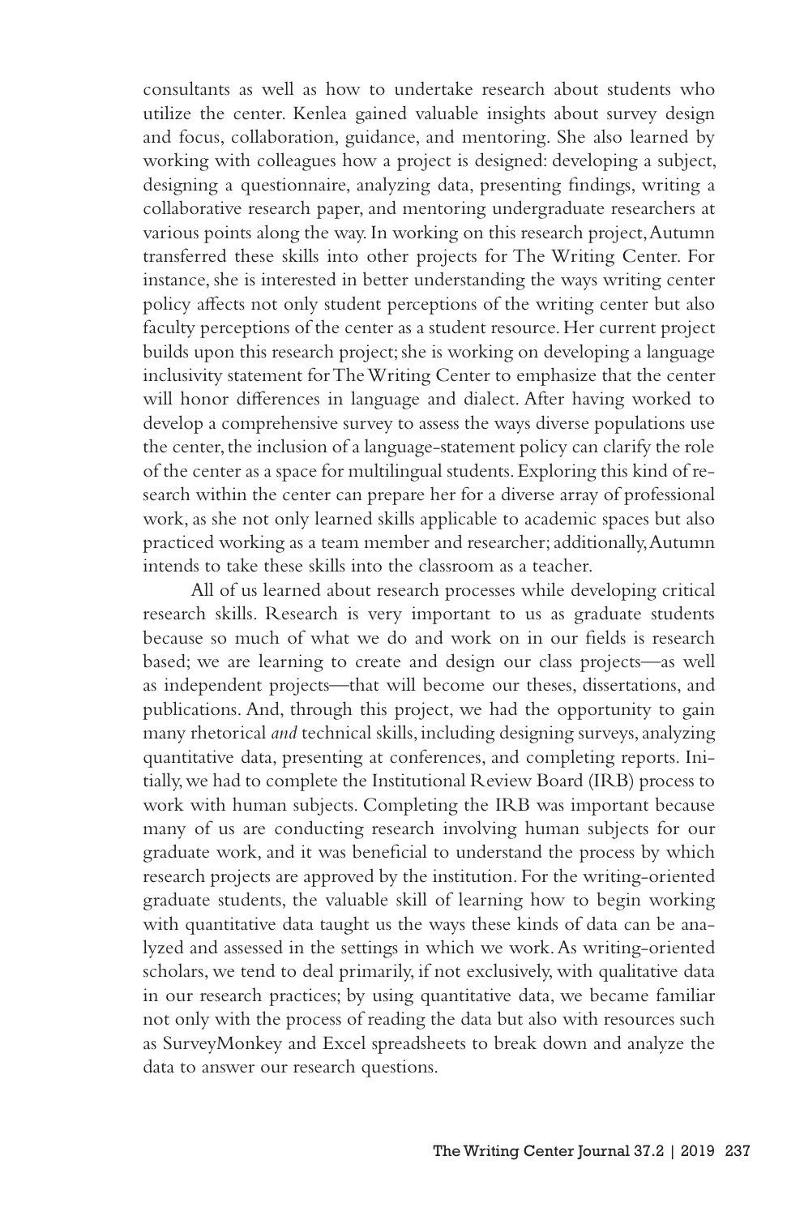consultants as well as how to undertake research about students who utilize the center. Kenlea gained valuable insights about survey design and focus, collaboration, guidance, and mentoring. She also learned by working with colleagues how a project is designed: developing a subject, designing a questionnaire, analyzing data, presenting findings, writing a collaborative research paper, and mentoring undergraduate researchers at various points along the way. In working on this research project, Autumn transferred these skills into other projects for The Writing Center. For instance, she is interested in better understanding the ways writing center policy affects not only student perceptions of the writing center but also faculty perceptions of the center as a student resource. Her current project builds upon this research project; she is working on developing a language inclusivity statement for The Writing Center to emphasize that the center will honor differences in language and dialect. After having worked to develop a comprehensive survey to assess the ways diverse populations use the center, the inclusion of a language-statement policy can clarify the role of the center as a space for multilingual students. Exploring this kind of research within the center can prepare her for a diverse array of professional work, as she not only learned skills applicable to academic spaces but also practiced working as a team member and researcher; additionally, Autumn intends to take these skills into the classroom as a teacher.

All of us learned about research processes while developing critical research skills. Research is very important to us as graduate students because so much of what we do and work on in our fields is research based; we are learning to create and design our class projects—as well as independent projects—that will become our theses, dissertations, and publications. And, through this project, we had the opportunity to gain many rhetorical *and* technical skills, including designing surveys, analyzing quantitative data, presenting at conferences, and completing reports. Initially, we had to complete the Institutional Review Board (IRB) process to work with human subjects. Completing the IRB was important because many of us are conducting research involving human subjects for our graduate work, and it was beneficial to understand the process by which research projects are approved by the institution. For the writing-oriented graduate students, the valuable skill of learning how to begin working with quantitative data taught us the ways these kinds of data can be analyzed and assessed in the settings in which we work. As writing-oriented scholars, we tend to deal primarily, if not exclusively, with qualitative data in our research practices; by using quantitative data, we became familiar not only with the process of reading the data but also with resources such as SurveyMonkey and Excel spreadsheets to break down and analyze the data to answer our research questions.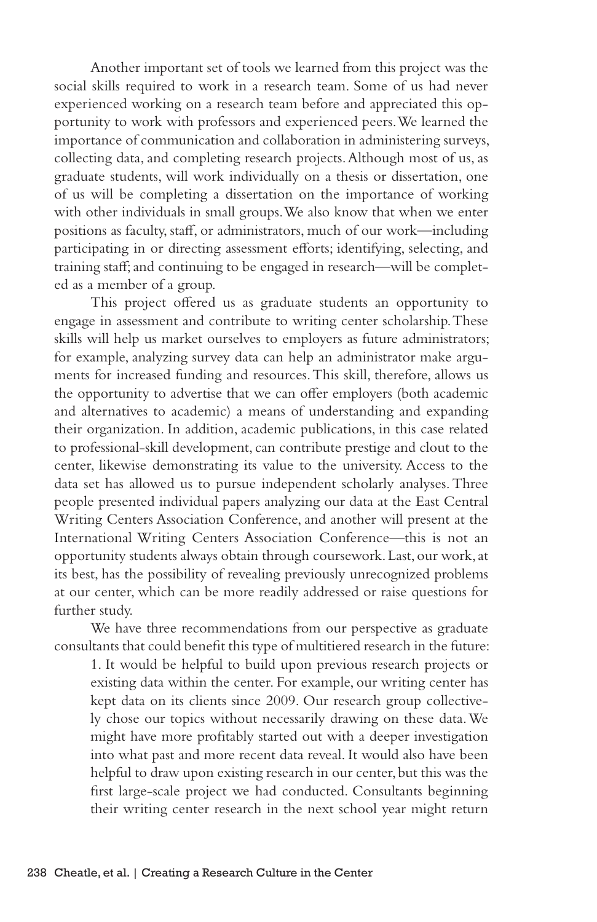Another important set of tools we learned from this project was the social skills required to work in a research team. Some of us had never experienced working on a research team before and appreciated this opportunity to work with professors and experienced peers. We learned the importance of communication and collaboration in administering surveys, collecting data, and completing research projects. Although most of us, as graduate students, will work individually on a thesis or dissertation, one of us will be completing a dissertation on the importance of working with other individuals in small groups. We also know that when we enter positions as faculty, staff, or administrators, much of our work—including participating in or directing assessment efforts; identifying, selecting, and training staff; and continuing to be engaged in research—will be completed as a member of a group.

This project offered us as graduate students an opportunity to engage in assessment and contribute to writing center scholarship. These skills will help us market ourselves to employers as future administrators; for example, analyzing survey data can help an administrator make arguments for increased funding and resources. This skill, therefore, allows us the opportunity to advertise that we can offer employers (both academic and alternatives to academic) a means of understanding and expanding their organization. In addition, academic publications, in this case related to professional-skill development, can contribute prestige and clout to the center, likewise demonstrating its value to the university. Access to the data set has allowed us to pursue independent scholarly analyses. Three people presented individual papers analyzing our data at the East Central Writing Centers Association Conference, and another will present at the International Writing Centers Association Conference—this is not an opportunity students always obtain through coursework. Last, our work, at its best, has the possibility of revealing previously unrecognized problems at our center, which can be more readily addressed or raise questions for further study.

We have three recommendations from our perspective as graduate consultants that could benefit this type of multitiered research in the future:

1. It would be helpful to build upon previous research projects or existing data within the center. For example, our writing center has kept data on its clients since 2009. Our research group collectively chose our topics without necessarily drawing on these data. We might have more profitably started out with a deeper investigation into what past and more recent data reveal. It would also have been helpful to draw upon existing research in our center, but this was the first large-scale project we had conducted. Consultants beginning their writing center research in the next school year might return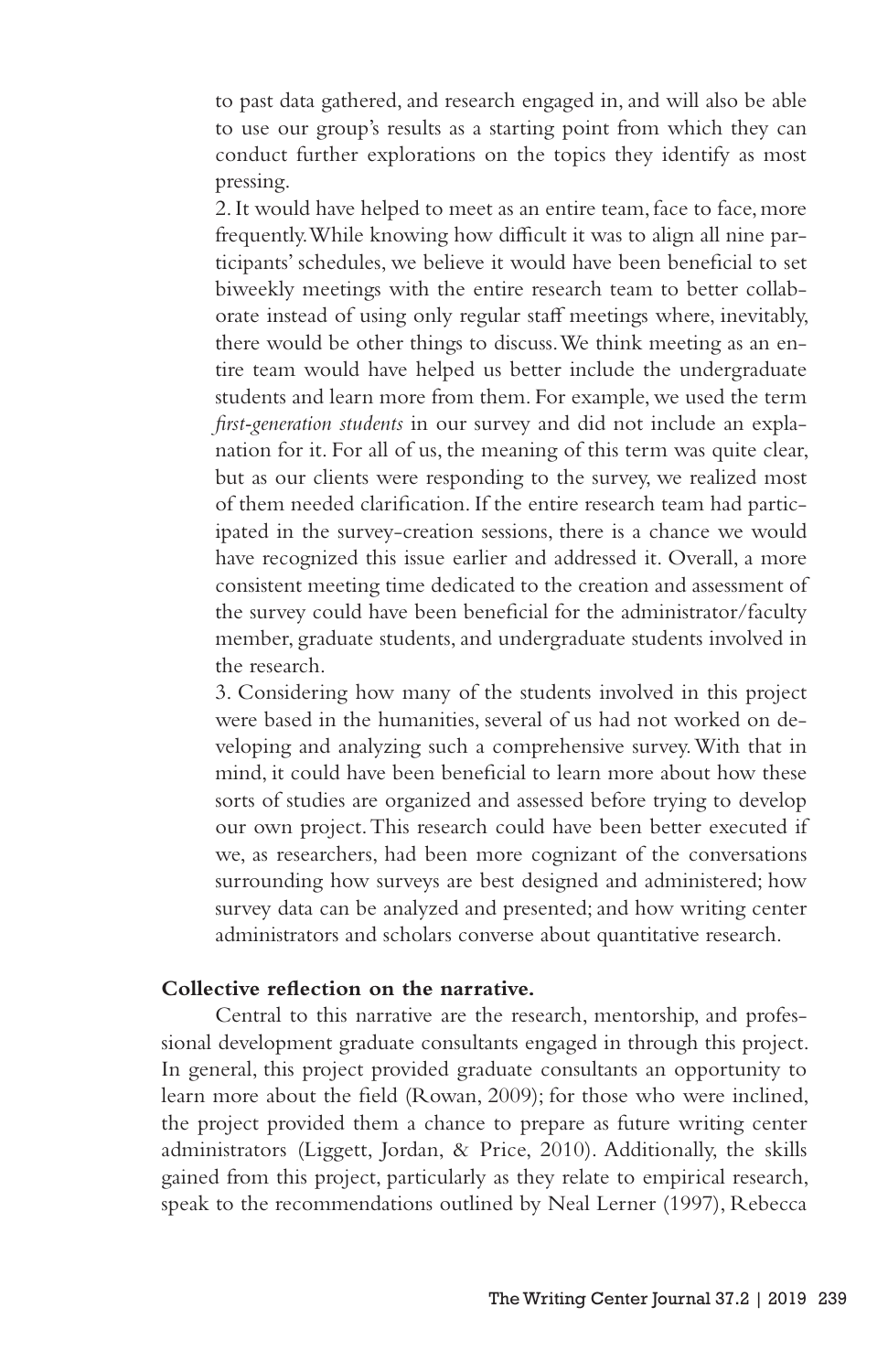to past data gathered, and research engaged in, and will also be able to use our group's results as a starting point from which they can conduct further explorations on the topics they identify as most pressing.

2. It would have helped to meet as an entire team, face to face, more frequently. While knowing how difficult it was to align all nine participants' schedules, we believe it would have been beneficial to set biweekly meetings with the entire research team to better collaborate instead of using only regular staff meetings where, inevitably, there would be other things to discuss. We think meeting as an entire team would have helped us better include the undergraduate students and learn more from them. For example, we used the term *first-generation students* in our survey and did not include an explanation for it. For all of us, the meaning of this term was quite clear, but as our clients were responding to the survey, we realized most of them needed clarification. If the entire research team had participated in the survey-creation sessions, there is a chance we would have recognized this issue earlier and addressed it. Overall, a more consistent meeting time dedicated to the creation and assessment of the survey could have been beneficial for the administrator/faculty member, graduate students, and undergraduate students involved in the research.

3. Considering how many of the students involved in this project were based in the humanities, several of us had not worked on developing and analyzing such a comprehensive survey. With that in mind, it could have been beneficial to learn more about how these sorts of studies are organized and assessed before trying to develop our own project. This research could have been better executed if we, as researchers, had been more cognizant of the conversations surrounding how surveys are best designed and administered; how survey data can be analyzed and presented; and how writing center administrators and scholars converse about quantitative research.

**Collective reflection on the narrative.**

Central to this narrative are the research, mentorship, and professional development graduate consultants engaged in through this project. In general, this project provided graduate consultants an opportunity to learn more about the field (Rowan, 2009); for those who were inclined, the project provided them a chance to prepare as future writing center administrators (Liggett, Jordan, & Price, 2010). Additionally, the skills gained from this project, particularly as they relate to empirical research, speak to the recommendations outlined by Neal Lerner (1997), Rebecca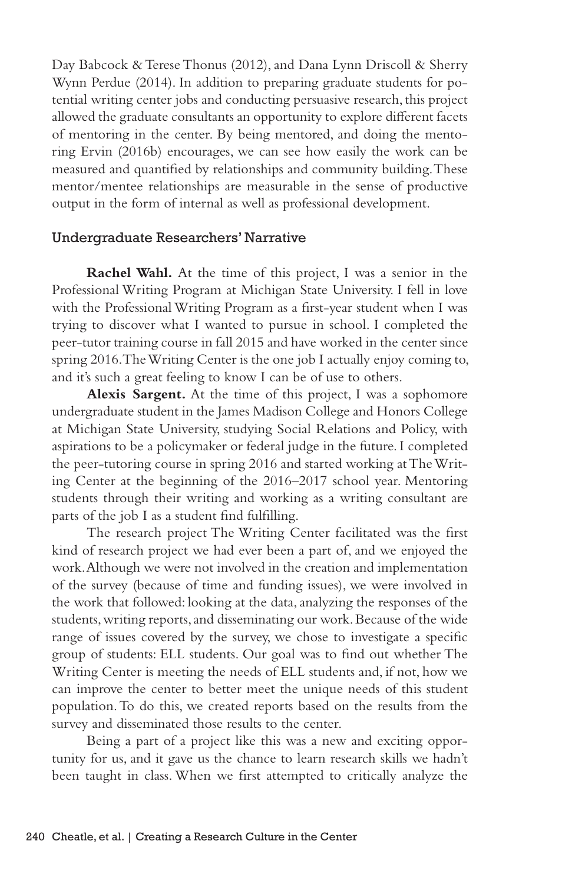Day Babcock & Terese Thonus (2012), and Dana Lynn Driscoll & Sherry Wynn Perdue (2014). In addition to preparing graduate students for potential writing center jobs and conducting persuasive research, this project allowed the graduate consultants an opportunity to explore different facets of mentoring in the center. By being mentored, and doing the mentoring Ervin (2016b) encourages, we can see how easily the work can be measured and quantified by relationships and community building. These mentor/mentee relationships are measurable in the sense of productive output in the form of internal as well as professional development.

### Undergraduate Researchers' Narrative

**Rachel Wahl.** At the time of this project, I was a senior in the Professional Writing Program at Michigan State University. I fell in love with the Professional Writing Program as a first-year student when I was trying to discover what I wanted to pursue in school. I completed the peer-tutor training course in fall 2015 and have worked in the center since spring 2016. The Writing Center is the one job I actually enjoy coming to, and it's such a great feeling to know I can be of use to others.

**Alexis Sargent.** At the time of this project, I was a sophomore undergraduate student in the James Madison College and Honors College at Michigan State University, studying Social Relations and Policy, with aspirations to be a policymaker or federal judge in the future. I completed the peer-tutoring course in spring 2016 and started working at The Writing Center at the beginning of the 2016–2017 school year. Mentoring students through their writing and working as a writing consultant are parts of the job I as a student find fulfilling.

The research project The Writing Center facilitated was the first kind of research project we had ever been a part of, and we enjoyed the work. Although we were not involved in the creation and implementation of the survey (because of time and funding issues), we were involved in the work that followed: looking at the data, analyzing the responses of the students, writing reports, and disseminating our work. Because of the wide range of issues covered by the survey, we chose to investigate a specific group of students: ELL students. Our goal was to find out whether The Writing Center is meeting the needs of ELL students and, if not, how we can improve the center to better meet the unique needs of this student population. To do this, we created reports based on the results from the survey and disseminated those results to the center.

Being a part of a project like this was a new and exciting opportunity for us, and it gave us the chance to learn research skills we hadn't been taught in class. When we first attempted to critically analyze the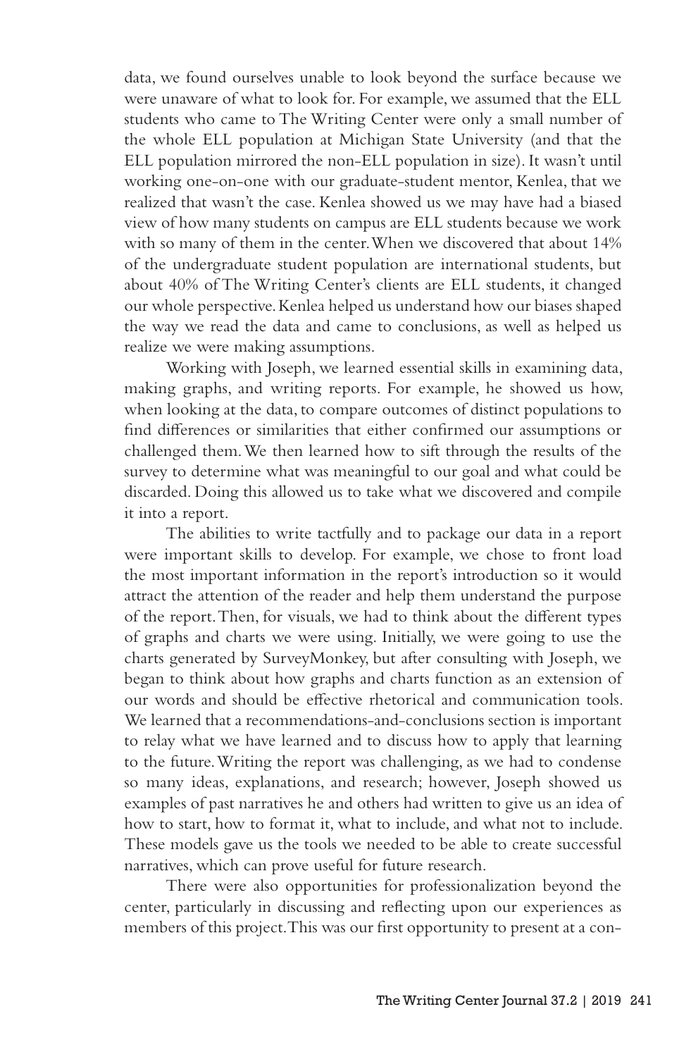data, we found ourselves unable to look beyond the surface because we were unaware of what to look for. For example, we assumed that the ELL students who came to The Writing Center were only a small number of the whole ELL population at Michigan State University (and that the ELL population mirrored the non-ELL population in size). It wasn't until working one-on-one with our graduate-student mentor, Kenlea, that we realized that wasn't the case. Kenlea showed us we may have had a biased view of how many students on campus are ELL students because we work with so many of them in the center. When we discovered that about 14% of the undergraduate student population are international students, but about 40% of The Writing Center's clients are ELL students, it changed our whole perspective. Kenlea helped us understand how our biases shaped the way we read the data and came to conclusions, as well as helped us realize we were making assumptions.

Working with Joseph, we learned essential skills in examining data, making graphs, and writing reports. For example, he showed us how, when looking at the data, to compare outcomes of distinct populations to find differences or similarities that either confirmed our assumptions or challenged them. We then learned how to sift through the results of the survey to determine what was meaningful to our goal and what could be discarded. Doing this allowed us to take what we discovered and compile it into a report.

The abilities to write tactfully and to package our data in a report were important skills to develop. For example, we chose to front load the most important information in the report's introduction so it would attract the attention of the reader and help them understand the purpose of the report. Then, for visuals, we had to think about the different types of graphs and charts we were using. Initially, we were going to use the charts generated by SurveyMonkey, but after consulting with Joseph, we began to think about how graphs and charts function as an extension of our words and should be effective rhetorical and communication tools. We learned that a recommendations-and-conclusions section is important to relay what we have learned and to discuss how to apply that learning to the future. Writing the report was challenging, as we had to condense so many ideas, explanations, and research; however, Joseph showed us examples of past narratives he and others had written to give us an idea of how to start, how to format it, what to include, and what not to include. These models gave us the tools we needed to be able to create successful narratives, which can prove useful for future research.

There were also opportunities for professionalization beyond the center, particularly in discussing and reflecting upon our experiences as members of this project. This was our first opportunity to present at a con-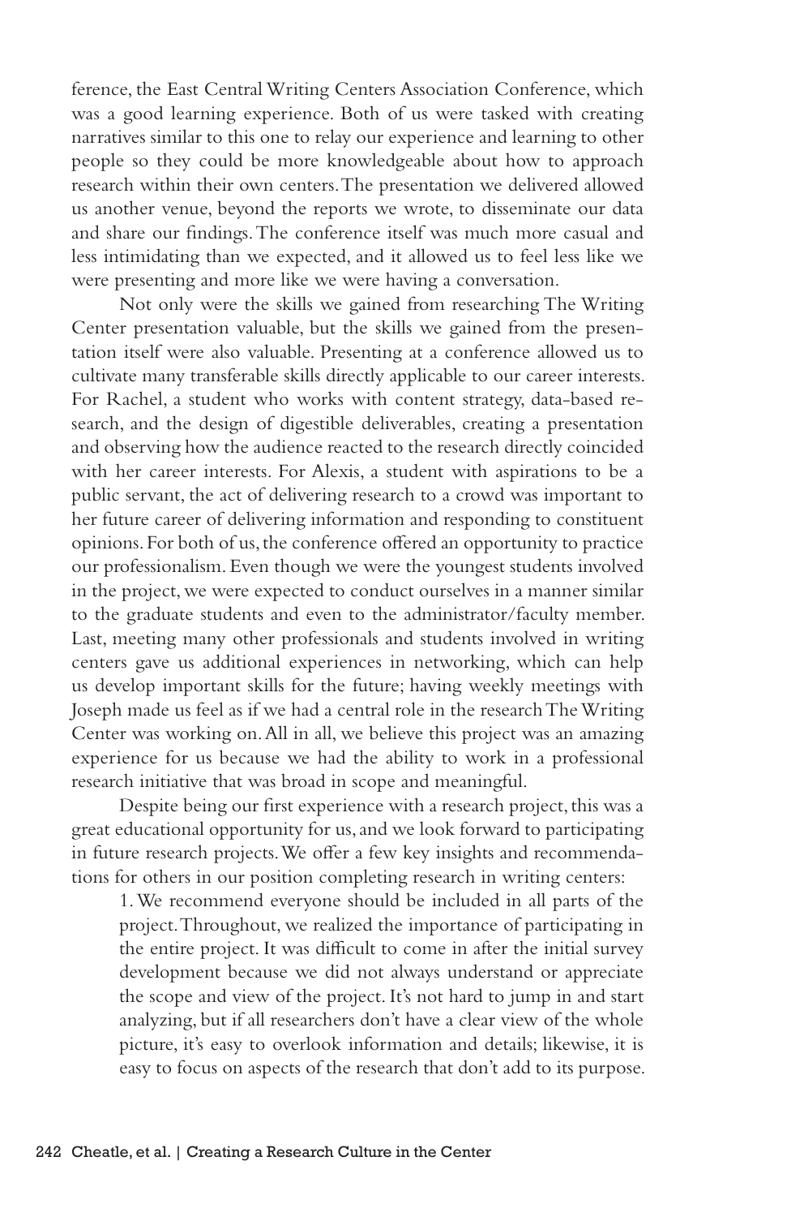ference, the East Central Writing Centers Association Conference, which was a good learning experience. Both of us were tasked with creating narratives similar to this one to relay our experience and learning to other people so they could be more knowledgeable about how to approach research within their own centers. The presentation we delivered allowed us another venue, beyond the reports we wrote, to disseminate our data and share our findings. The conference itself was much more casual and less intimidating than we expected, and it allowed us to feel less like we were presenting and more like we were having a conversation.

Not only were the skills we gained from researching The Writing Center presentation valuable, but the skills we gained from the presentation itself were also valuable. Presenting at a conference allowed us to cultivate many transferable skills directly applicable to our career interests. For Rachel, a student who works with content strategy, data-based research, and the design of digestible deliverables, creating a presentation and observing how the audience reacted to the research directly coincided with her career interests. For Alexis, a student with aspirations to be a public servant, the act of delivering research to a crowd was important to her future career of delivering information and responding to constituent opinions. For both of us, the conference offered an opportunity to practice our professionalism. Even though we were the youngest students involved in the project, we were expected to conduct ourselves in a manner similar to the graduate students and even to the administrator/faculty member. Last, meeting many other professionals and students involved in writing centers gave us additional experiences in networking, which can help us develop important skills for the future; having weekly meetings with Joseph made us feel as if we had a central role in the research The Writing Center was working on. All in all, we believe this project was an amazing experience for us because we had the ability to work in a professional research initiative that was broad in scope and meaningful.

Despite being our first experience with a research project, this was a great educational opportunity for us, and we look forward to participating in future research projects. We offer a few key insights and recommendations for others in our position completing research in writing centers:

1. We recommend everyone should be included in all parts of the project. Throughout, we realized the importance of participating in the entire project. It was difficult to come in after the initial survey development because we did not always understand or appreciate the scope and view of the project. It's not hard to jump in and start analyzing, but if all researchers don't have a clear view of the whole picture, it's easy to overlook information and details; likewise, it is easy to focus on aspects of the research that don't add to its purpose.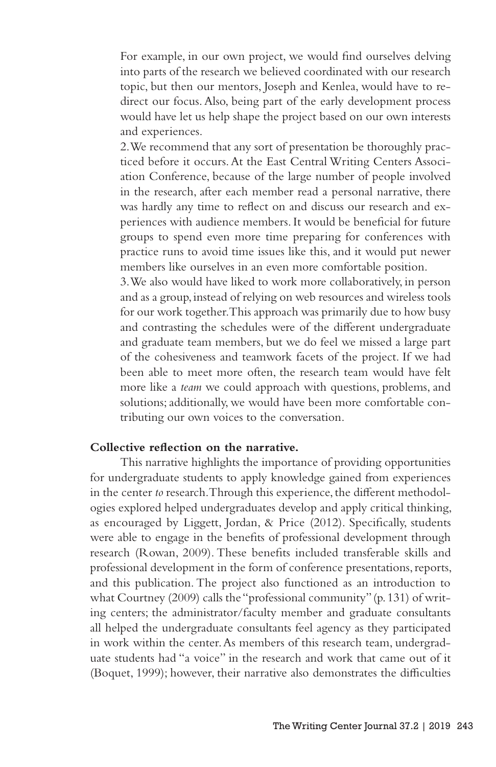For example, in our own project, we would find ourselves delving into parts of the research we believed coordinated with our research topic, but then our mentors, Joseph and Kenlea, would have to redirect our focus. Also, being part of the early development process would have let us help shape the project based on our own interests and experiences.

2. We recommend that any sort of presentation be thoroughly practiced before it occurs. At the East Central Writing Centers Association Conference, because of the large number of people involved in the research, after each member read a personal narrative, there was hardly any time to reflect on and discuss our research and experiences with audience members. It would be beneficial for future groups to spend even more time preparing for conferences with practice runs to avoid time issues like this, and it would put newer members like ourselves in an even more comfortable position.

3. We also would have liked to work more collaboratively, in person and as a group, instead of relying on web resources and wireless tools for our work together. This approach was primarily due to how busy and contrasting the schedules were of the different undergraduate and graduate team members, but we do feel we missed a large part of the cohesiveness and teamwork facets of the project. If we had been able to meet more often, the research team would have felt more like a *team* we could approach with questions, problems, and solutions; additionally, we would have been more comfortable contributing our own voices to the conversation.

**Collective reflection on the narrative.**

This narrative highlights the importance of providing opportunities for undergraduate students to apply knowledge gained from experiences in the center *to* research. Through this experience, the different methodologies explored helped undergraduates develop and apply critical thinking, as encouraged by Liggett, Jordan, & Price (2012). Specifically, students were able to engage in the benefits of professional development through research (Rowan, 2009). These benefits included transferable skills and professional development in the form of conference presentations, reports, and this publication. The project also functioned as an introduction to what Courtney (2009) calls the "professional community" (p. 131) of writing centers; the administrator/faculty member and graduate consultants all helped the undergraduate consultants feel agency as they participated in work within the center. As members of this research team, undergraduate students had "a voice" in the research and work that came out of it (Boquet, 1999); however, their narrative also demonstrates the difficulties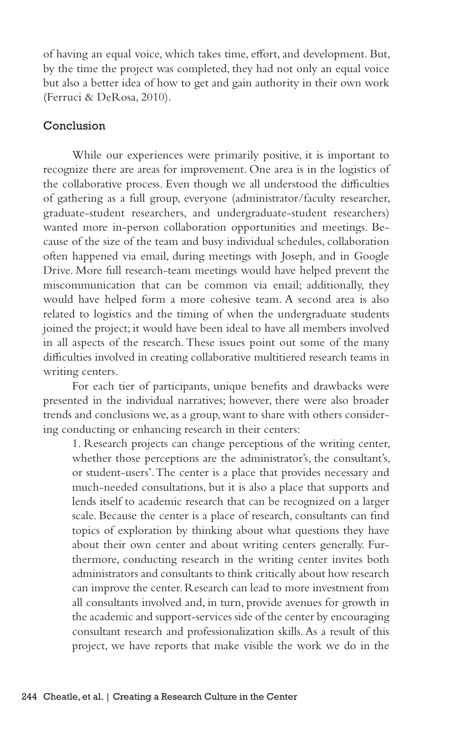of having an equal voice, which takes time, effort, and development. But, by the time the project was completed, they had not only an equal voice but also a better idea of how to get and gain authority in their own work (Ferruci & DeRosa, 2010).

## Conclusion

While our experiences were primarily positive, it is important to recognize there are areas for improvement. One area is in the logistics of the collaborative process. Even though we all understood the difficulties of gathering as a full group, everyone (administrator/faculty researcher, graduate-student researchers, and undergraduate-student researchers) wanted more in-person collaboration opportunities and meetings. Because of the size of the team and busy individual schedules, collaboration often happened via email, during meetings with Joseph, and in Google Drive. More full research-team meetings would have helped prevent the miscommunication that can be common via email; additionally, they would have helped form a more cohesive team. A second area is also related to logistics and the timing of when the undergraduate students joined the project; it would have been ideal to have all members involved in all aspects of the research. These issues point out some of the many difficulties involved in creating collaborative multitiered research teams in writing centers.

For each tier of participants, unique benefits and drawbacks were presented in the individual narratives; however, there were also broader trends and conclusions we, as a group, want to share with others considering conducting or enhancing research in their centers:

1. Research projects can change perceptions of the writing center, whether those perceptions are the administrator's, the consultant's, or student-users'. The center is a place that provides necessary and much-needed consultations, but it is also a place that supports and lends itself to academic research that can be recognized on a larger scale. Because the center is a place of research, consultants can find topics of exploration by thinking about what questions they have about their own center and about writing centers generally. Furthermore, conducting research in the writing center invites both administrators and consultants to think critically about how research can improve the center. Research can lead to more investment from all consultants involved and, in turn, provide avenues for growth in the academic and support-services side of the center by encouraging consultant research and professionalization skills. As a result of this project, we have reports that make visible the work we do in the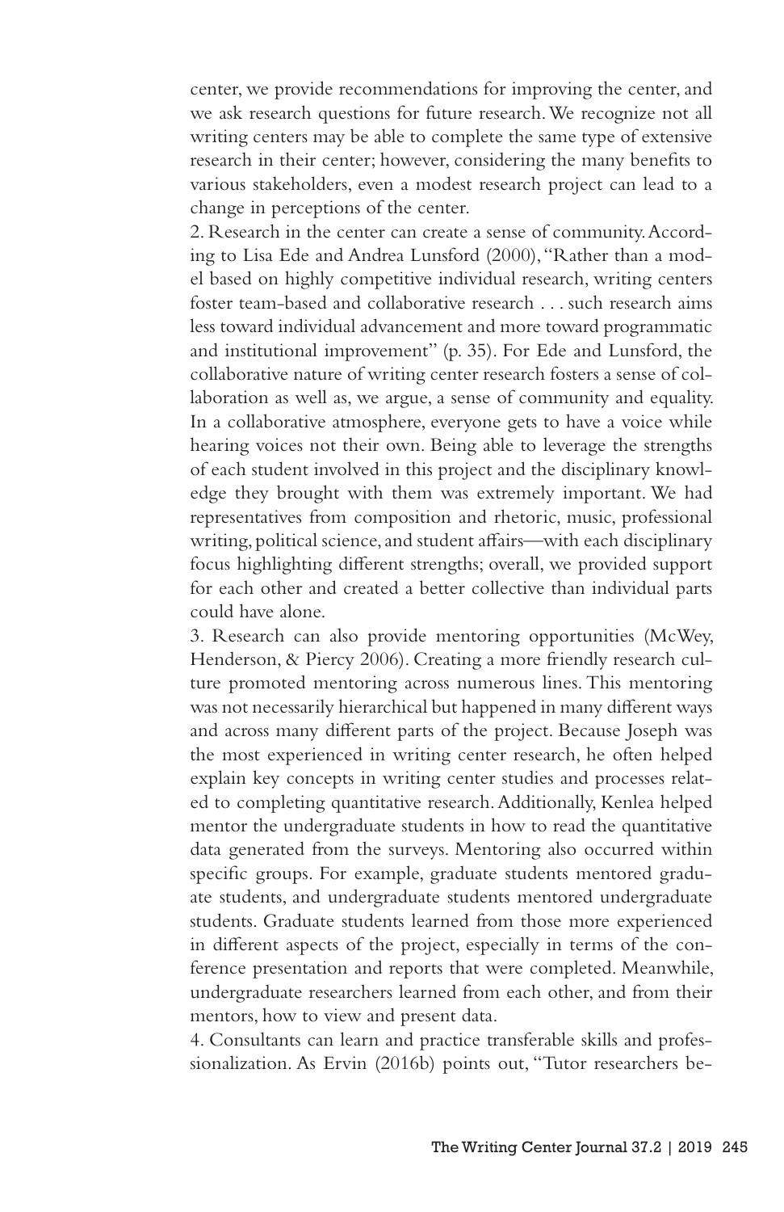center, we provide recommendations for improving the center, and we ask research questions for future research. We recognize not all writing centers may be able to complete the same type of extensive research in their center; however, considering the many benefits to various stakeholders, even a modest research project can lead to a change in perceptions of the center.

2. Research in the center can create a sense of community. According to Lisa Ede and Andrea Lunsford (2000), "Rather than a model based on highly competitive individual research, writing centers foster team-based and collaborative research . . . such research aims less toward individual advancement and more toward programmatic and institutional improvement" (p. 35). For Ede and Lunsford, the collaborative nature of writing center research fosters a sense of collaboration as well as, we argue, a sense of community and equality. In a collaborative atmosphere, everyone gets to have a voice while hearing voices not their own. Being able to leverage the strengths of each student involved in this project and the disciplinary knowledge they brought with them was extremely important. We had representatives from composition and rhetoric, music, professional writing, political science, and student affairs—with each disciplinary focus highlighting different strengths; overall, we provided support for each other and created a better collective than individual parts could have alone.

3. Research can also provide mentoring opportunities (McWey, Henderson, & Piercy 2006). Creating a more friendly research culture promoted mentoring across numerous lines. This mentoring was not necessarily hierarchical but happened in many different ways and across many different parts of the project. Because Joseph was the most experienced in writing center research, he often helped explain key concepts in writing center studies and processes related to completing quantitative research. Additionally, Kenlea helped mentor the undergraduate students in how to read the quantitative data generated from the surveys. Mentoring also occurred within specific groups. For example, graduate students mentored graduate students, and undergraduate students mentored undergraduate students. Graduate students learned from those more experienced in different aspects of the project, especially in terms of the conference presentation and reports that were completed. Meanwhile, undergraduate researchers learned from each other, and from their mentors, how to view and present data.

4. Consultants can learn and practice transferable skills and professionalization. As Ervin (2016b) points out, "Tutor researchers be-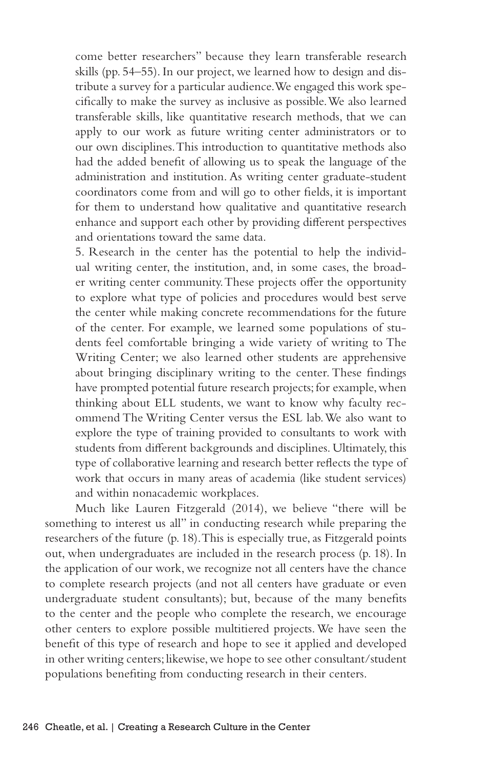come better researchers" because they learn transferable research skills (pp. 54–55). In our project, we learned how to design and distribute a survey for a particular audience. We engaged this work specifically to make the survey as inclusive as possible. We also learned transferable skills, like quantitative research methods, that we can apply to our work as future writing center administrators or to our own disciplines. This introduction to quantitative methods also had the added benefit of allowing us to speak the language of the administration and institution. As writing center graduate-student coordinators come from and will go to other fields, it is important for them to understand how qualitative and quantitative research enhance and support each other by providing different perspectives and orientations toward the same data.

5. Research in the center has the potential to help the individual writing center, the institution, and, in some cases, the broader writing center community. These projects offer the opportunity to explore what type of policies and procedures would best serve the center while making concrete recommendations for the future of the center. For example, we learned some populations of students feel comfortable bringing a wide variety of writing to The Writing Center; we also learned other students are apprehensive about bringing disciplinary writing to the center. These findings have prompted potential future research projects; for example, when thinking about ELL students, we want to know why faculty recommend The Writing Center versus the ESL lab. We also want to explore the type of training provided to consultants to work with students from different backgrounds and disciplines. Ultimately, this type of collaborative learning and research better reflects the type of work that occurs in many areas of academia (like student services) and within nonacademic workplaces.

Much like Lauren Fitzgerald (2014), we believe "there will be something to interest us all" in conducting research while preparing the researchers of the future (p. 18). This is especially true, as Fitzgerald points out, when undergraduates are included in the research process (p. 18). In the application of our work, we recognize not all centers have the chance to complete research projects (and not all centers have graduate or even undergraduate student consultants); but, because of the many benefits to the center and the people who complete the research, we encourage other centers to explore possible multitiered projects. We have seen the benefit of this type of research and hope to see it applied and developed in other writing centers; likewise, we hope to see other consultant/student populations benefiting from conducting research in their centers.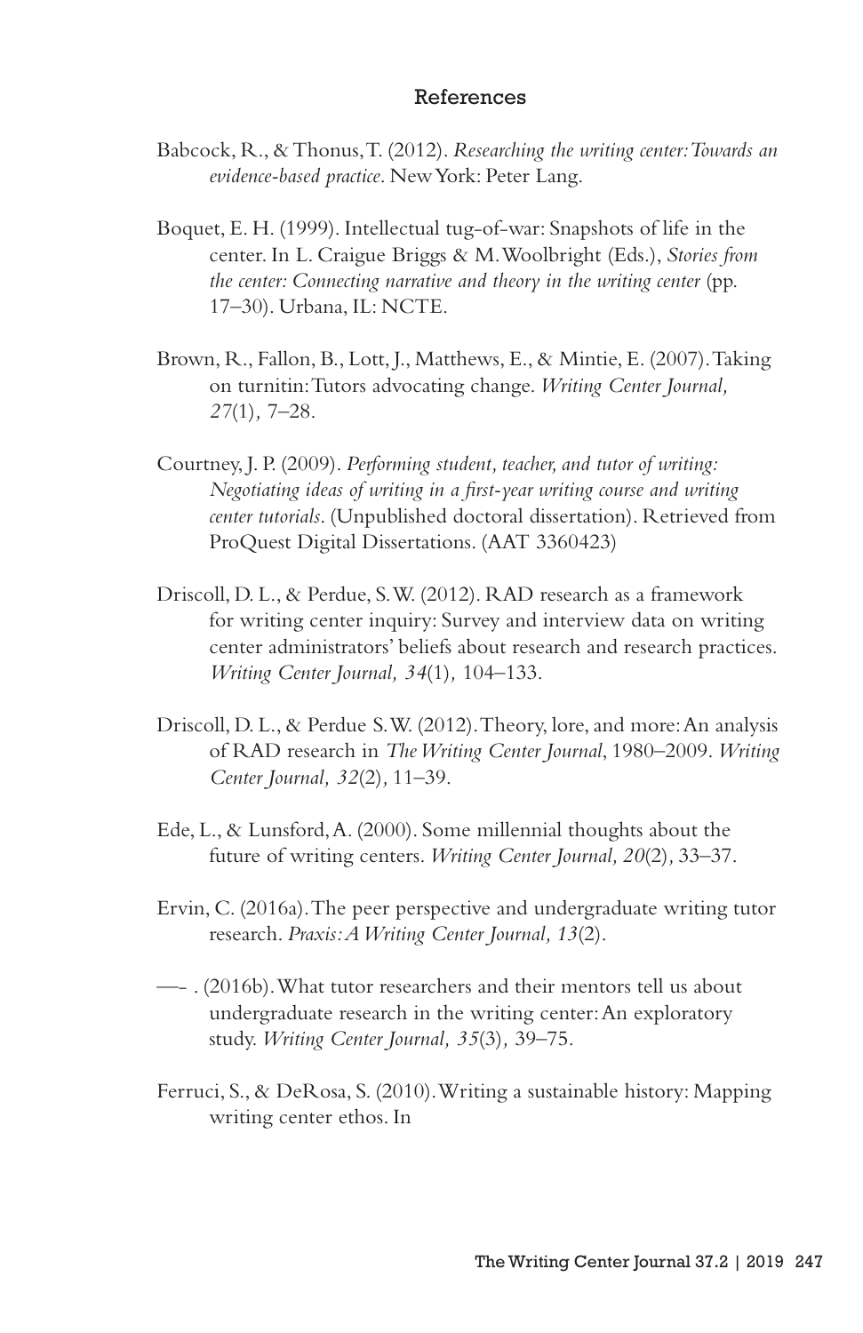## References

Babcock, R., & Thonus, T. (2012). *Researching the writing center: Towards an evidence-based practice*. New York: Peter Lang.

Boquet, E. H. (1999). Intellectual tug-of-war: Snapshots of life in the center. In L. Craigue Briggs & M. Woolbright (Eds.), *Stories from the center: Connecting narrative and theory in the writing center* (pp. 17–30). Urbana, IL: NCTE.

Brown, R., Fallon, B., Lott, J., Matthews, E., & Mintie, E. (2007). Taking on turnitin: Tutors advocating change. *Writing Center Journal, 27*(1), 7–28.

Courtney, J. P. (2009). *Performing student, teacher, and tutor of writing: Negotiating ideas of writing in a first-year writing course and writing center tutorials*. (Unpublished doctoral dissertation). Retrieved from ProQuest Digital Dissertations. (AAT 3360423)

Driscoll, D. L., & Perdue, S. W. (2012). RAD research as a framework for writing center inquiry: Survey and interview data on writing center administrators' beliefs about research and research practices. *Writing Center Journal, 34*(1), 104–133.

Driscoll, D. L., & Perdue S. W. (2012). Theory, lore, and more: An analysis of RAD research in *The Writing Center Journal*, 1980–2009. *Writing Center Journal, 32*(2), 11–39.

Ede, L., & Lunsford, A. (2000). Some millennial thoughts about the future of writing centers. *Writing Center Journal, 20*(2), 33–37.

Ervin, C. (2016a). The peer perspective and undergraduate writing tutor research. *Praxis: A Writing Center Journal, 13*(2).

—- . (2016b). What tutor researchers and their mentors tell us about undergraduate research in the writing center: An exploratory study. *Writing Center Journal, 35*(3), 39–75.

Ferruci, S., & DeRosa, S. (2010). Writing a sustainable history: Mapping writing center ethos. In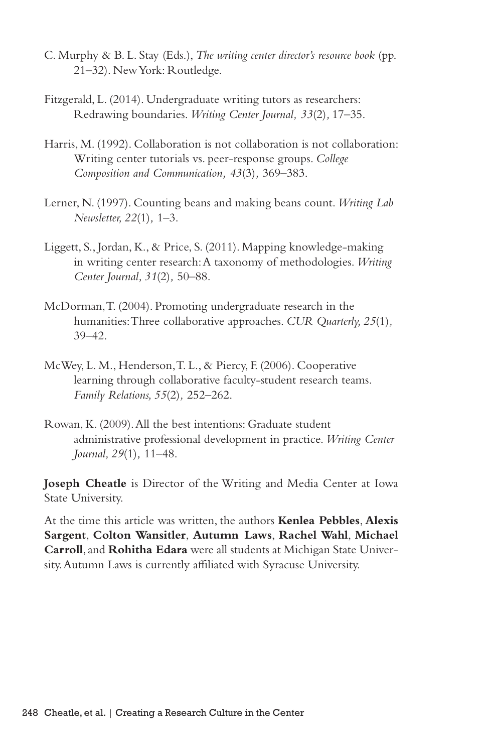C. Murphy & B. L. Stay (Eds.), *The writing center director's resource book* (pp. 21–32). New York: Routledge.

Fitzgerald, L. (2014). Undergraduate writing tutors as researchers: Redrawing boundaries. *Writing Center Journal, 33*(2), 17–35.

Harris, M. (1992). Collaboration is not collaboration is not collaboration: Writing center tutorials vs. peer-response groups. *College Composition and Communication, 43*(3), 369–383.

Lerner, N. (1997). Counting beans and making beans count. *Writing Lab Newsletter, 22*(1), 1–3.

Liggett, S., Jordan, K., & Price, S. (2011). Mapping knowledge-making in writing center research: A taxonomy of methodologies. *Writing Center Journal, 31*(2), 50–88.

McDorman, T. (2004). Promoting undergraduate research in the humanities: Three collaborative approaches. *CUR Quarterly, 25*(1), 39–42.

McWey, L. M., Henderson, T. L., & Piercy, F. (2006). Cooperative learning through collaborative faculty-student research teams. *Family Relations, 55*(2), 252–262.

Rowan, K. (2009). All the best intentions: Graduate student administrative professional development in practice. *Writing Center Journal, 29*(1), 11–48.

**Joseph Cheatle** is Director of the Writing and Media Center at Iowa State University.

At the time this article was written, the authors **Kenlea Pebbles**, **Alexis Sargent**, **Colton Wansitler**, **Autumn Laws**, **Rachel Wahl**, **Michael Carroll**, and **Rohitha Edara** were all students at Michigan State University. Autumn Laws is currently affiliated with Syracuse University.